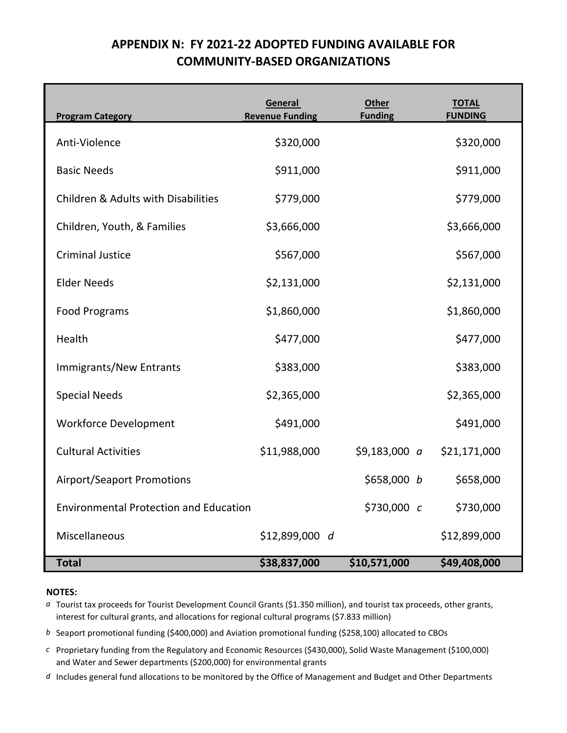# APPENDIX N: FY 2021-22 ADOPTED FUNDING AVAILABLE FOR COMMUNITY-BASED ORGANIZATIONS

| Program Category | General Revenue Funding | Other Funding | TOTAL FUNDING |
|---|---|---|---|
| Anti-Violence | $320,000 | | $320,000 |
| Basic Needs | $911,000 | | $911,000 |
| Children & Adults with Disabilities | $779,000 | | $779,000 |
| Children, Youth, & Families | $3,666,000 | | $3,666,000 |
| Criminal Justice | $567,000 | | $567,000 |
| Elder Needs | $2,131,000 | | $2,131,000 |
| Food Programs | $1,860,000 | | $1,860,000 |
| Health | $477,000 | | $477,000 |
| Immigrants/New Entrants | $383,000 | | $383,000 |
| Special Needs | $2,365,000 | | $2,365,000 |
| Workforce Development | $491,000 | | $491,000 |
| Cultural Activities | $11,988,000 | $9,183,000 *a* | $21,171,000 |
| Airport/Seaport Promotions | | $658,000 *b* | $658,000 |
| Environmental Protection and Education | | $730,000 *c* | $730,000 |
| Miscellaneous | $12,899,000 *d* | | $12,899,000 |
| **Total** | **$38,837,000** | **$10,571,000** | **$49,408,000** |

**NOTES:**

*a* Tourist tax proceeds for Tourist Development Council Grants ($1.350 million), and tourist tax proceeds, other grants, interest for cultural grants, and allocations for regional cultural programs ($7.833 million)

*b* Seaport promotional funding ($400,000) and Aviation promotional funding ($258,100) allocated to CBOs

*c* Proprietary funding from the Regulatory and Economic Resources ($430,000), Solid Waste Management ($100,000) and Water and Sewer departments ($200,000) for environmental grants

*d* Includes general fund allocations to be monitored by the Office of Management and Budget and Other Departments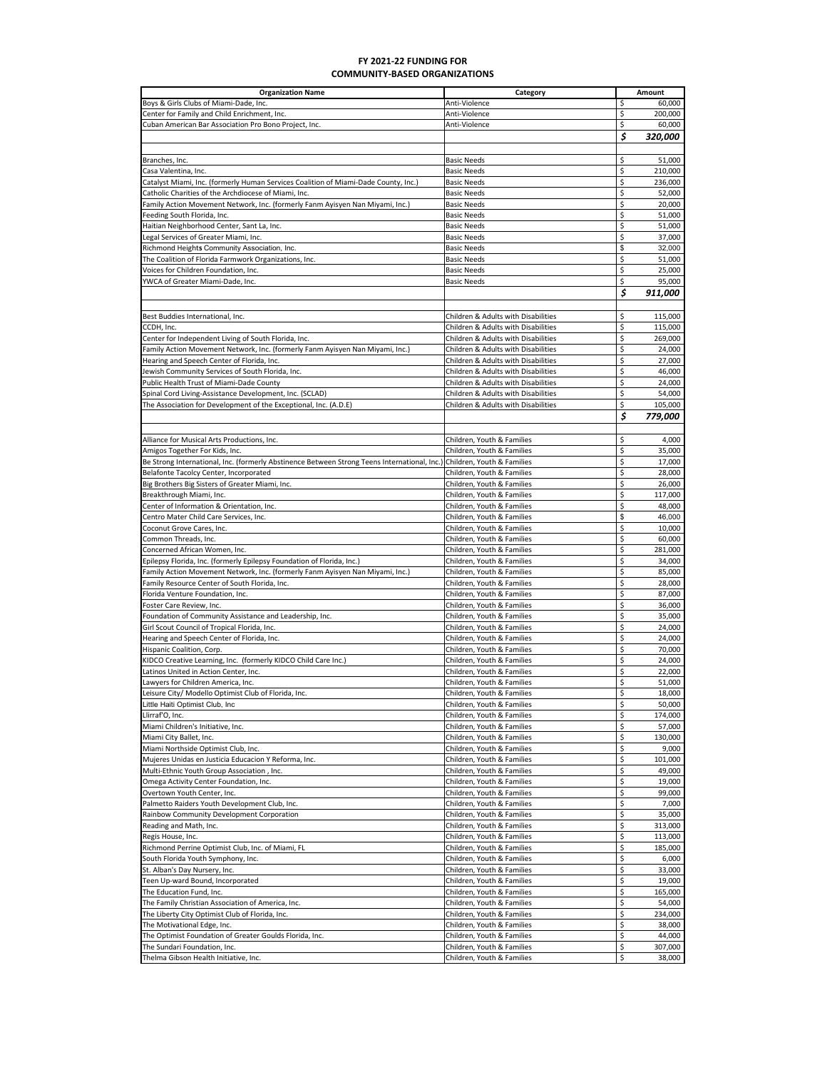# FY 2021-22 FUNDING FOR COMMUNITY-BASED ORGANIZATIONS

| Organization Name | Category | Amount |
|---|---|---|
| Boys & Girls Clubs of Miami-Dade, Inc. | Anti-Violence | $ 60,000 |
| Center for Family and Child Enrichment, Inc. | Anti-Violence | $ 200,000 |
| Cuban American Bar Association Pro Bono Project, Inc. | Anti-Violence | $ 60,000 |
| | | ***$ 320,000*** |
| | | |
| Branches, Inc. | Basic Needs | $ 51,000 |
| Casa Valentina, Inc. | Basic Needs | $ 210,000 |
| Catalyst Miami, Inc. (formerly Human Services Coalition of Miami-Dade County, Inc.) | Basic Needs | $ 236,000 |
| Catholic Charities of the Archdiocese of Miami, Inc. | Basic Needs | $ 52,000 |
| Family Action Movement Network, Inc. (formerly Fanm Ayisyen Nan Miyami, Inc.) | Basic Needs | $ 20,000 |
| Feeding South Florida, Inc. | Basic Needs | $ 51,000 |
| Haitian Neighborhood Center, Sant La, Inc. | Basic Needs | $ 51,000 |
| Legal Services of Greater Miami, Inc. | Basic Needs | $ 37,000 |
| Richmond Heights Community Association, Inc. | Basic Needs | $ 32,000 |
| The Coalition of Florida Farmwork Organizations, Inc. | Basic Needs | $ 51,000 |
| Voices for Children Foundation, Inc. | Basic Needs | $ 25,000 |
| YWCA of Greater Miami-Dade, Inc. | Basic Needs | $ 95,000 |
| | | ***$ 911,000*** |
| | | |
| Best Buddies International, Inc. | Children & Adults with Disabilities | $ 115,000 |
| CCDH, Inc. | Children & Adults with Disabilities | $ 115,000 |
| Center for Independent Living of South Florida, Inc. | Children & Adults with Disabilities | $ 269,000 |
| Family Action Movement Network, Inc. (formerly Fanm Ayisyen Nan Miyami, Inc.) | Children & Adults with Disabilities | $ 24,000 |
| Hearing and Speech Center of Florida, Inc. | Children & Adults with Disabilities | $ 27,000 |
| Jewish Community Services of South Florida, Inc. | Children & Adults with Disabilities | $ 46,000 |
| Public Health Trust of Miami-Dade County | Children & Adults with Disabilities | $ 24,000 |
| Spinal Cord Living-Assistance Development, Inc. (SCLAD) | Children & Adults with Disabilities | $ 54,000 |
| The Association for Development of the Exceptional, Inc. (A.D.E) | Children & Adults with Disabilities | $ 105,000 |
| | | ***$ 779,000*** |
| | | |
| Alliance for Musical Arts Productions, Inc. | Children, Youth & Families | $ 4,000 |
| Amigos Together For Kids, Inc. | Children, Youth & Families | $ 35,000 |
| Be Strong International, Inc. (formerly Abstinence Between Strong Teens International, Inc.) | Children, Youth & Families | $ 17,000 |
| Belafonte Tacolcy Center, Incorporated | Children, Youth & Families | $ 28,000 |
| Big Brothers Big Sisters of Greater Miami, Inc. | Children, Youth & Families | $ 26,000 |
| Breakthrough Miami, Inc. | Children, Youth & Families | $ 117,000 |
| Center of Information & Orientation, Inc. | Children, Youth & Families | $ 48,000 |
| Centro Mater Child Care Services, Inc. | Children, Youth & Families | $ 46,000 |
| Coconut Grove Cares, Inc. | Children, Youth & Families | $ 10,000 |
| Common Threads, Inc. | Children, Youth & Families | $ 60,000 |
| Concerned African Women, Inc. | Children, Youth & Families | $ 281,000 |
| Epilepsy Florida, Inc. (formerly Epilepsy Foundation of Florida, Inc.) | Children, Youth & Families | $ 34,000 |
| Family Action Movement Network, Inc. (formerly Fanm Ayisyen Nan Miyami, Inc.) | Children, Youth & Families | $ 85,000 |
| Family Resource Center of South Florida, Inc. | Children, Youth & Families | $ 28,000 |
| Florida Venture Foundation, Inc. | Children, Youth & Families | $ 87,000 |
| Foster Care Review, Inc. | Children, Youth & Families | $ 36,000 |
| Foundation of Community Assistance and Leadership, Inc. | Children, Youth & Families | $ 35,000 |
| Girl Scout Council of Tropical Florida, Inc. | Children, Youth & Families | $ 24,000 |
| Hearing and Speech Center of Florida, Inc. | Children, Youth & Families | $ 24,000 |
| Hispanic Coalition, Corp. | Children, Youth & Families | $ 70,000 |
| KIDCO Creative Learning, Inc. (formerly KIDCO Child Care Inc.) | Children, Youth & Families | $ 24,000 |
| Latinos United in Action Center, Inc. | Children, Youth & Families | $ 22,000 |
| Lawyers for Children America, Inc. | Children, Youth & Families | $ 51,000 |
| Leisure City/ Modello Optimist Club of Florida, Inc. | Children, Youth & Families | $ 18,000 |
| Little Haiti Optimist Club, Inc | Children, Youth & Families | $ 50,000 |
| Llirraf'O, Inc. | Children, Youth & Families | $ 174,000 |
| Miami Children's Initiative, Inc. | Children, Youth & Families | $ 57,000 |
| Miami City Ballet, Inc. | Children, Youth & Families | $ 130,000 |
| Miami Northside Optimist Club, Inc. | Children, Youth & Families | $ 9,000 |
| Mujeres Unidas en Justicia Educacion Y Reforma, Inc. | Children, Youth & Families | $ 101,000 |
| Multi-Ethnic Youth Group Association , Inc. | Children, Youth & Families | $ 49,000 |
| Omega Activity Center Foundation, Inc. | Children, Youth & Families | $ 19,000 |
| Overtown Youth Center, Inc. | Children, Youth & Families | $ 99,000 |
| Palmetto Raiders Youth Development Club, Inc. | Children, Youth & Families | $ 7,000 |
| Rainbow Community Development Corporation | Children, Youth & Families | $ 35,000 |
| Reading and Math, Inc. | Children, Youth & Families | $ 313,000 |
| Regis House, Inc. | Children, Youth & Families | $ 113,000 |
| Richmond Perrine Optimist Club, Inc. of Miami, FL | Children, Youth & Families | $ 185,000 |
| South Florida Youth Symphony, Inc. | Children, Youth & Families | $ 6,000 |
| St. Alban's Day Nursery, Inc. | Children, Youth & Families | $ 33,000 |
| Teen Up-ward Bound, Incorporated | Children, Youth & Families | $ 19,000 |
| The Education Fund, Inc. | Children, Youth & Families | $ 165,000 |
| The Family Christian Association of America, Inc. | Children, Youth & Families | $ 54,000 |
| The Liberty City Optimist Club of Florida, Inc. | Children, Youth & Families | $ 234,000 |
| The Motivational Edge, Inc. | Children, Youth & Families | $ 38,000 |
| The Optimist Foundation of Greater Goulds Florida, Inc. | Children, Youth & Families | $ 44,000 |
| The Sundari Foundation, Inc. | Children, Youth & Families | $ 307,000 |
| Thelma Gibson Health Initiative, Inc. | Children, Youth & Families | $ 38,000 |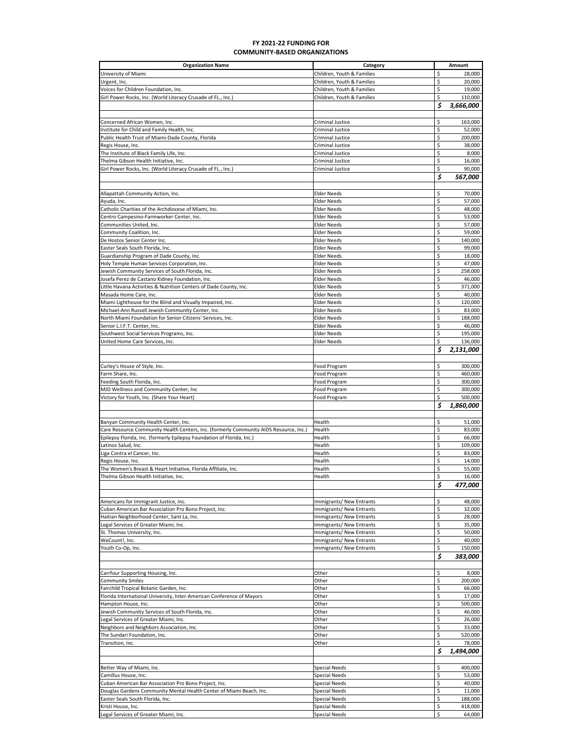# FY 2021-22 FUNDING FOR COMMUNITY-BASED ORGANIZATIONS

| Organization Name | Category | Amount |
|---|---|---|
| University of Miami | Children, Youth & Families | $ 28,000 |
| Urgent, Inc. | Children, Youth & Families | $ 20,000 |
| Voices for Children Foundation, Inc. | Children, Youth & Families | $ 19,000 |
| Girl Power Rocks, Inc. (World Literacy Crusade of FL., Inc.) | Children, Youth & Families | $ 110,000 |
| | | ***$ 3,666,000*** |
| | | |
| Concerned African Women, Inc. | Criminal Justice | $ 163,000 |
| Institute for Child and Family Health, Inc. | Criminal Justice | $ 52,000 |
| Public Health Trust of Miami-Dade County, Florida | Criminal Justice | $ 200,000 |
| Regis House, Inc. | Criminal Justice | $ 38,000 |
| The Institute of Black Family Life, Inc. | Criminal Justice | $ 8,000 |
| Thelma Gibson Health Initiative, Inc. | Criminal Justice | $ 16,000 |
| Girl Power Rocks, Inc. (World Literacy Crusade of FL., Inc.) | Criminal Justice | $ 90,000 |
| | | ***$ 567,000*** |
| | | |
| Allapattah Community Action, Inc. | Elder Needs | $ 70,000 |
| Ayuda, Inc. | Elder Needs | $ 57,000 |
| Catholic Charities of the Archdiocese of Miami, Inc. | Elder Needs | $ 48,000 |
| Centro Campesino-Farmworker Center, Inc. | Elder Needs | $ 53,000 |
| Communities United, Inc. | Elder Needs | $ 57,000 |
| Community Coalition, Inc. | Elder Needs | $ 59,000 |
| De Hostos Senior Center Inc. | Elder Needs | $ 140,000 |
| Easter Seals South Florida, Inc. | Elder Needs | $ 99,000 |
| Guardianship Program of Dade County, Inc. | Elder Needs | $ 18,000 |
| Holy Temple Human Services Corporation, Inc. | Elder Needs | $ 47,000 |
| Jewish Community Services of South Florida, Inc. | Elder Needs | $ 258,000 |
| Josefa Perez de Castano Kidney Foundation, Inc. | Elder Needs | $ 46,000 |
| Little Havana Activities & Nutrition Centers of Dade County, Inc. | Elder Needs | $ 371,000 |
| Masada Home Care, Inc. | Elder Needs | $ 40,000 |
| Miami Lighthouse for the Blind and Visually Impaired, Inc. | Elder Needs | $ 120,000 |
| Michael-Ann Russell Jewish Community Center, Inc. | Elder Needs | $ 83,000 |
| North Miami Foundation for Senior Citizens' Services, Inc. | Elder Needs | $ 188,000 |
| Senior L.I.F.T. Center, Inc. | Elder Needs | $ 46,000 |
| Southwest Social Services Programs, Inc. | Elder Needs | $ 195,000 |
| United Home Care Services, Inc. | Elder Needs | $ 136,000 |
| | | ***$ 2,131,000*** |
| | | |
| Curley's House of Style, Inc. | Food Program | $ 300,000 |
| Farm Share, Inc. | Food Program | $ 460,000 |
| Feeding South Florida, Inc. | Food Program | $ 300,000 |
| MJD Wellness and Community Center, Inc | Food Program | $ 300,000 |
| Victory for Youth, Inc. (Share Your Heart) | Food Program | $ 500,000 |
| | | ***$ 1,860,000*** |
| | | |
| Banyan Community Health Center, Inc. | Health | $ 51,000 |
| Care Resource Community Health Centers, Inc. (formerly Community AIDS Resource, Inc.) | Health | $ 83,000 |
| Epilepsy Florida, Inc. (formerly Epilepsy Foundation of Florida, Inc.) | Health | $ 66,000 |
| Latinos Salud, Inc. | Health | $ 109,000 |
| Liga Contra el Cancer, Inc. | Health | $ 83,000 |
| Regis House, Inc. | Health | $ 14,000 |
| The Women's Breast & Heart Initiative, Florida Affiliate, Inc. | Health | $ 55,000 |
| Thelma Gibson Health Initiative, Inc. | Health | $ 16,000 |
| | | ***$ 477,000*** |
| | | |
| Americans for Immigrant Justice, Inc. | Immigrants/ New Entrants | $ 48,000 |
| Cuban American Bar Association Pro Bono Project, Inc. | Immigrants/ New Entrants | $ 32,000 |
| Haitian Neighborhood Center, Sant La, Inc. | Immigrants/ New Entrants | $ 28,000 |
| Legal Services of Greater Miami, Inc. | Immigrants/ New Entrants | $ 35,000 |
| St. Thomas University, Inc. | Immigrants/ New Entrants | $ 50,000 |
| WeCount!, Inc. | Immigrants/ New Entrants | $ 40,000 |
| Youth Co-Op, Inc. | Immigrants/ New Entrants | $ 150,000 |
| | | ***$ 383,000*** |
| | | |
| Carrfour Supporting Housing, Inc. | Other | $ 8,000 |
| Community Smiles | Other | $ 200,000 |
| Fairchild Tropical Botanic Garden, Inc. | Other | $ 66,000 |
| Florida International University, Inter-American Conference of Mayors | Other | $ 17,000 |
| Hampton House, Inc. | Other | $ 500,000 |
| Jewish Community Services of South Florida, Inc. | Other | $ 46,000 |
| Legal Services of Greater Miami, Inc. | Other | $ 26,000 |
| Neighbors and Neighbors Association, Inc. | Other | $ 33,000 |
| The Sundari Foundation, Inc. | Other | $ 520,000 |
| Transition, Inc. | Other | $ 78,000 |
| | | ***$ 1,494,000*** |
| | | |
| Better Way of Miami, Inc. | Special Needs | $ 400,000 |
| Camillus House, Inc. | Special Needs | $ 53,000 |
| Cuban American Bar Association Pro Bono Project, Inc. | Special Needs | $ 40,000 |
| Douglas Gardens Community Mental Health Center of Miami Beach, Inc. | Special Needs | $ 11,000 |
| Easter Seals South Florida, Inc. | Special Needs | $ 188,000 |
| Kristi House, Inc. | Special Needs | $ 418,000 |
| Legal Services of Greater Miami, Inc. | Special Needs | $ 64,000 |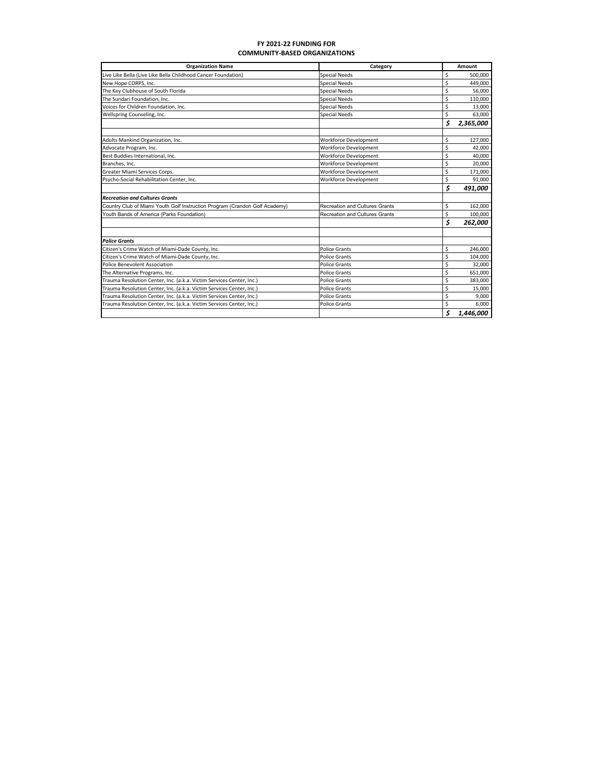**FY 2021-22 FUNDING FOR**
**COMMUNITY-BASED ORGANIZATIONS**

| Organization Name | Category | Amount |
|---|---|---|
| Live Like Bella (Live Like Bella Childhood Cancer Foundation) | Special Needs | $ 500,000 |
| New Hope CORPS, Inc. | Special Needs | $ 449,000 |
| The Key Clubhouse of South Florida | Special Needs | $ 56,000 |
| The Sundari Foundation, Inc. | Special Needs | $ 110,000 |
| Voices for Children Foundation, Inc. | Special Needs | $ 13,000 |
| Wellspring Counseling, Inc. | Special Needs | $ 63,000 |
| | | ***$ 2,365,000*** |
| | | |
| Adults Mankind Organization, Inc. | Workforce Development | $ 127,000 |
| Advocate Program, Inc. | Workforce Development | $ 42,000 |
| Best Buddies International, Inc. | Workforce Development | $ 40,000 |
| Branches, Inc. | Workforce Development | $ 20,000 |
| Greater Miami Services Corps. | Workforce Development | $ 171,000 |
| Psycho-Social Rehabilitation Center, Inc. | Workforce Development | $ 91,000 |
| | | ***$ 491,000*** |
| ***Recreation and Cultures Grants*** | | |
| Country Club of Miami Youth Golf Instruction Program (Crandon Golf Academy) | Recreation and Cultures Grants | $ 162,000 |
| Youth Bands of America (Parks Foundation) | Recreation and Cultures Grants | $ 100,000 |
| | | ***$ 262,000*** |
| | | |
| ***Police Grants*** | | |
| Citizen's Crime Watch of Miami-Dade County, Inc. | Police Grants | $ 246,000 |
| Citizen's Crime Watch of Miami-Dade County, Inc. | Police Grants | $ 104,000 |
| Police Benevolent Association | Police Grants | $ 32,000 |
| The Alternative Programs, Inc. | Police Grants | $ 651,000 |
| Trauma Resolution Center, Inc. (a.k.a. Victim Services Center, Inc.) | Police Grants | $ 383,000 |
| Trauma Resolution Center, Inc. (a.k.a. Victim Services Center, Inc.) | Police Grants | $ 15,000 |
| Trauma Resolution Center, Inc. (a.k.a. Victim Services Center, Inc.) | Police Grants | $ 9,000 |
| Trauma Resolution Center, Inc. (a.k.a. Victim Services Center, Inc.) | Police Grants | $ 6,000 |
| | | ***$ 1,446,000*** |